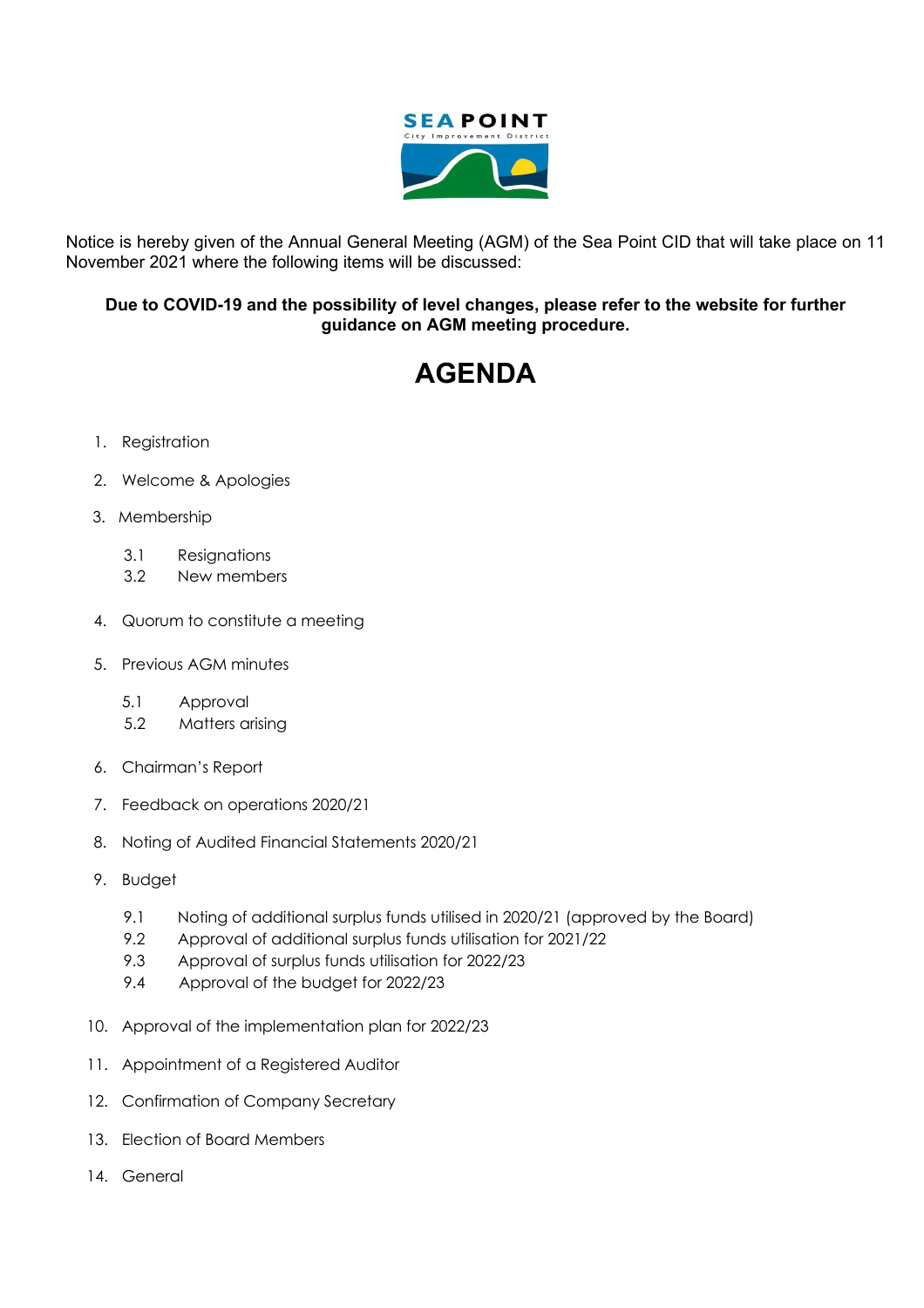Notice is hereby given of the Annual General Meeting (AGM) of the Sea Point CID that will take place on 11 November 2021 where the following items will be discussed:

**Due to COVID-19 and the possibility of level changes, please refer to the website for further guidance on AGM meeting procedure.**

# AGENDA

1. Registration
2. Welcome & Apologies
3. Membership
   - 3.1 Resignations
   - 3.2 New members
4. Quorum to constitute a meeting
5. Previous AGM minutes
   - 5.1 Approval
   - 5.2 Matters arising
6. Chairman's Report
7. Feedback on operations 2020/21
8. Noting of Audited Financial Statements 2020/21
9. Budget
   - 9.1 Noting of additional surplus funds utilised in 2020/21 (approved by the Board)
   - 9.2 Approval of additional surplus funds utilisation for 2021/22
   - 9.3 Approval of surplus funds utilisation for 2022/23
   - 9.4 Approval of the budget for 2022/23
10. Approval of the implementation plan for 2022/23
11. Appointment of a Registered Auditor
12. Confirmation of Company Secretary
13. Election of Board Members
14. General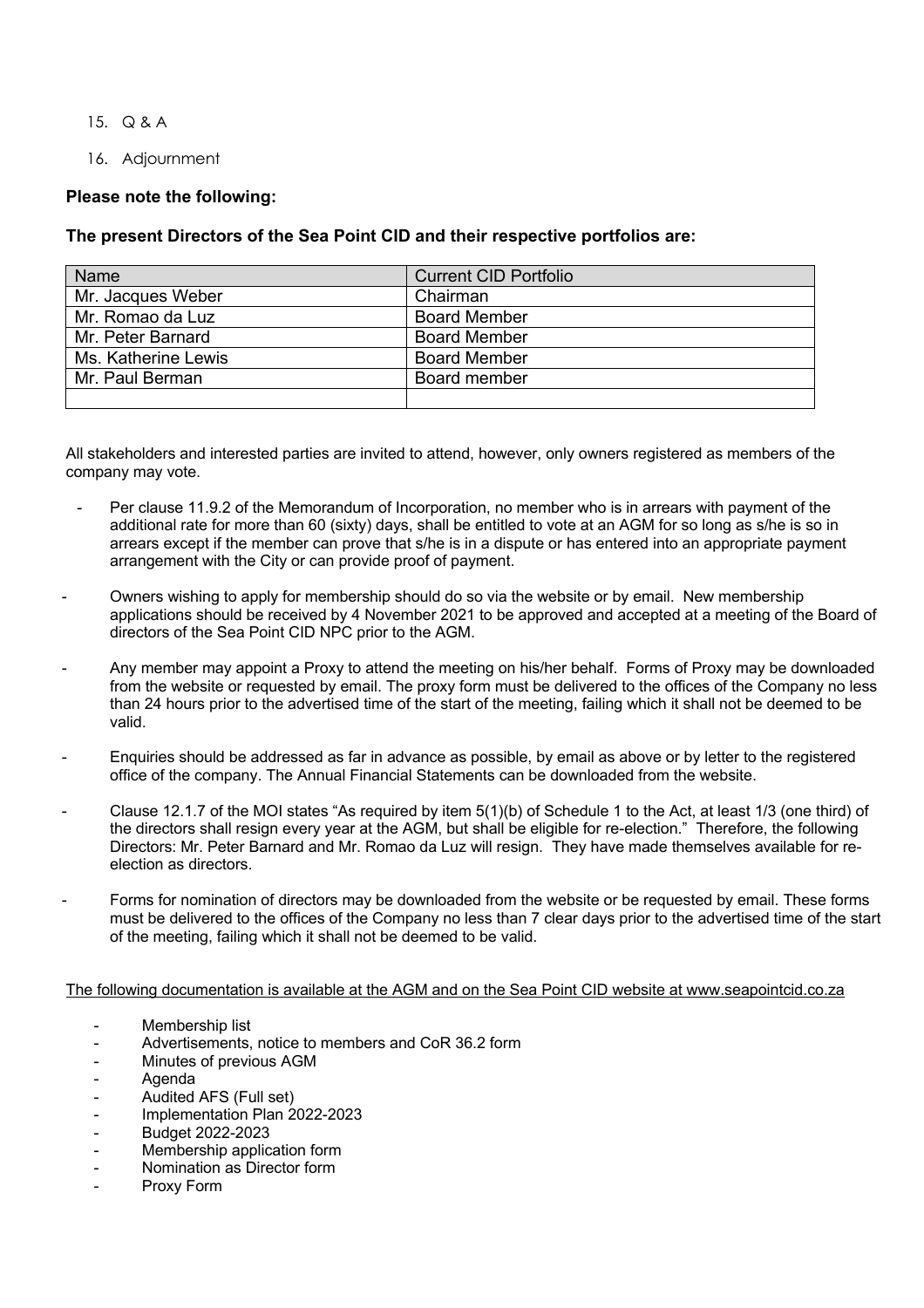15. Q & A
16. Adjournment

**Please note the following:**

**The present Directors of the Sea Point CID and their respective portfolios are:**

| Name | Current CID Portfolio |
|---|---|
| Mr. Jacques Weber | Chairman |
| Mr. Romao da Luz | Board Member |
| Mr. Peter Barnard | Board Member |
| Ms. Katherine Lewis | Board Member |
| Mr. Paul Berman | Board member |
| | |

All stakeholders and interested parties are invited to attend, however, only owners registered as members of the company may vote.

- Per clause 11.9.2 of the Memorandum of Incorporation, no member who is in arrears with payment of the additional rate for more than 60 (sixty) days, shall be entitled to vote at an AGM for so long as s/he is so in arrears except if the member can prove that s/he is in a dispute or has entered into an appropriate payment arrangement with the City or can provide proof of payment.
- Owners wishing to apply for membership should do so via the website or by email. New membership applications should be received by 4 November 2021 to be approved and accepted at a meeting of the Board of directors of the Sea Point CID NPC prior to the AGM.
- Any member may appoint a Proxy to attend the meeting on his/her behalf. Forms of Proxy may be downloaded from the website or requested by email. The proxy form must be delivered to the offices of the Company no less than 24 hours prior to the advertised time of the start of the meeting, failing which it shall not be deemed to be valid.
- Enquiries should be addressed as far in advance as possible, by email as above or by letter to the registered office of the company. The Annual Financial Statements can be downloaded from the website.
- Clause 12.1.7 of the MOI states "As required by item 5(1)(b) of Schedule 1 to the Act, at least 1/3 (one third) of the directors shall resign every year at the AGM, but shall be eligible for re-election." Therefore, the following Directors: Mr. Peter Barnard and Mr. Romao da Luz will resign. They have made themselves available for re-election as directors.
- Forms for nomination of directors may be downloaded from the website or be requested by email. These forms must be delivered to the offices of the Company no less than 7 clear days prior to the advertised time of the start of the meeting, failing which it shall not be deemed to be valid.

The following documentation is available at the AGM and on the Sea Point CID website at www.seapointcid.co.za

- Membership list
- Advertisements, notice to members and CoR 36.2 form
- Minutes of previous AGM
- Agenda
- Audited AFS (Full set)
- Implementation Plan 2022-2023
- Budget 2022-2023
- Membership application form
- Nomination as Director form
- Proxy Form